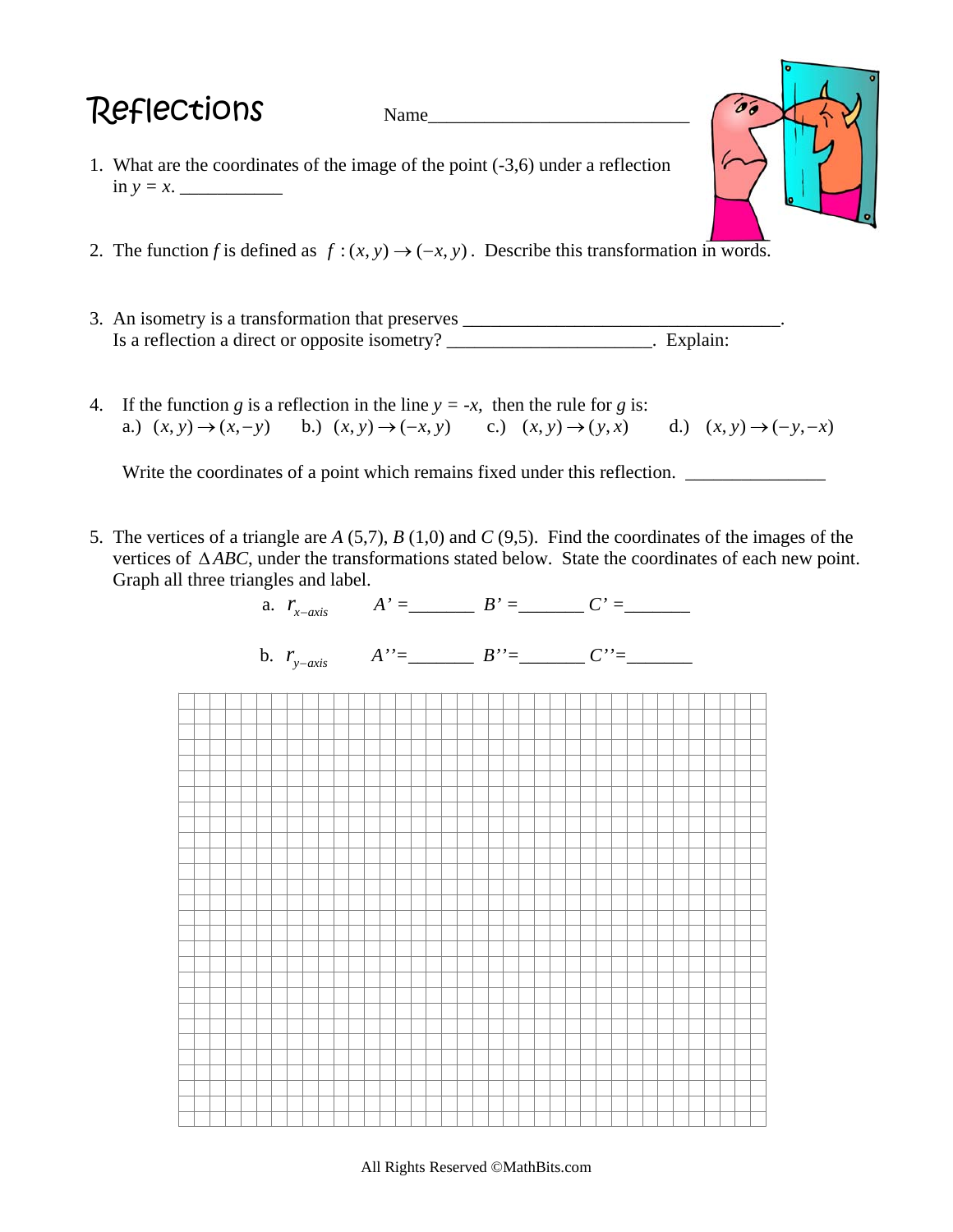# Reflections

Name______________________________

1. What are the coordinates of the image of the point (-3,6) under a reflection in $y = x$. ___________

2. The function $f$ is defined as $f:(x,y) \rightarrow (-x,y)$. Describe this transformation in words.

3. An isometry is a transformation that preserves ___________________________________.
   Is a reflection a direct or opposite isometry? ______________________. Explain:

4. If the function $g$ is a reflection in the line $y = -x$, then the rule for $g$ is:
   a.) $(x,y) \rightarrow (x,-y)$ b.) $(x,y) \rightarrow (-x,y)$ c.) $(x,y) \rightarrow (y,x)$ d.) $(x,y) \rightarrow (-y,-x)$

   Write the coordinates of a point which remains fixed under this reflection. _______________

5. The vertices of a triangle are $A$ (5,7), $B$ (1,0) and $C$ (9,5). Find the coordinates of the images of the vertices of $\Delta ABC$, under the transformations stated below. State the coordinates of each new point. Graph all three triangles and label.

   a. $r_{x-axis}$ $A'$ =_______ $B'$ =_______ $C'$ =_______

   b. $r_{y-axis}$ $A''$=_______ $B''$=_______ $C''$=_______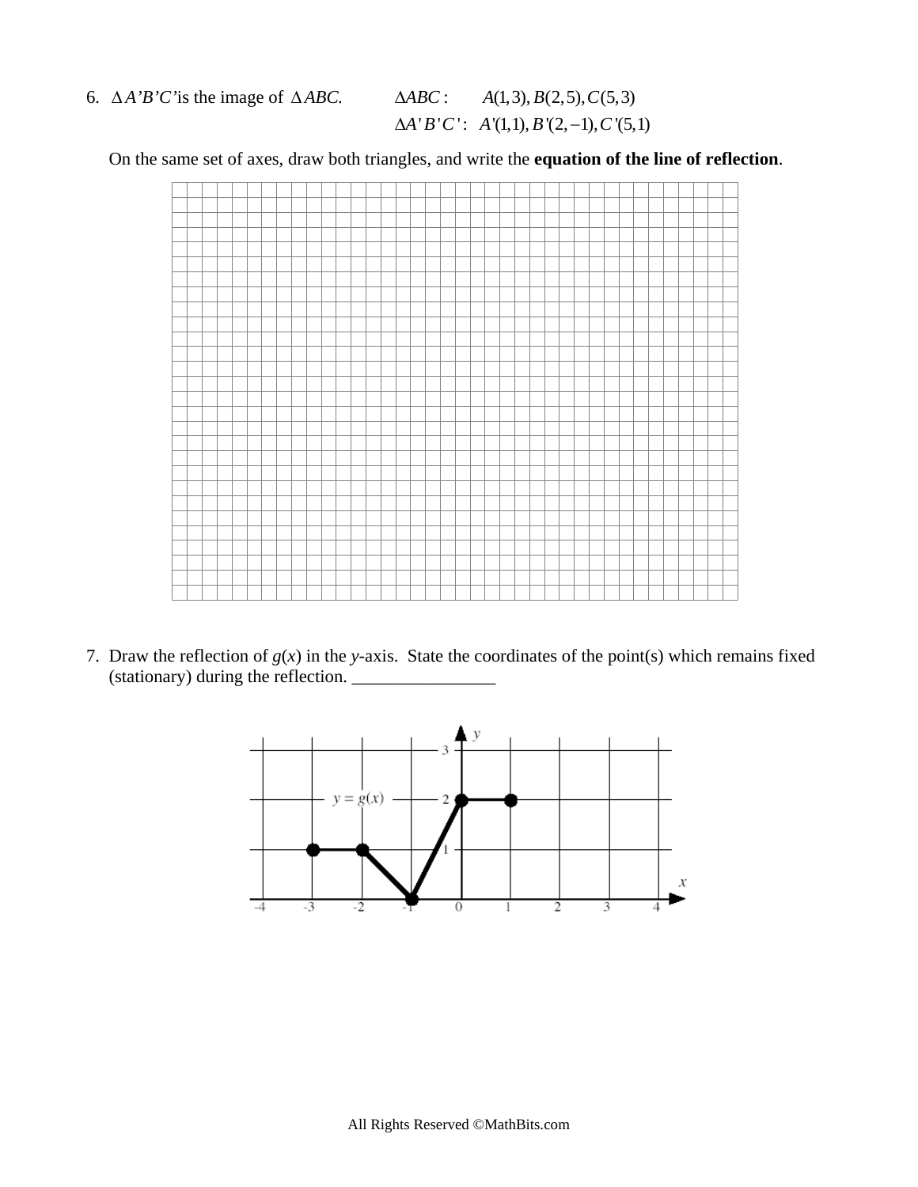6. $\Delta A'B'C'$ is the image of $\Delta ABC$.  $\Delta ABC$ :  $A(1,3), B(2,5), C(5,3)$

$\Delta A'B'C'$ :  $A'(1,1), B'(2,-1), C'(5,1)$

On the same set of axes, draw both triangles, and write the **equation of the line of reflection**.

7. Draw the reflection of $g(x)$ in the $y$-axis. State the coordinates of the point(s) which remains fixed (stationary) during the reflection. ________________

$y = g(x)$

y

x

3

2

1

-4 -3 -2 -1 0 1 2 3 4

All Rights Reserved ©MathBits.com